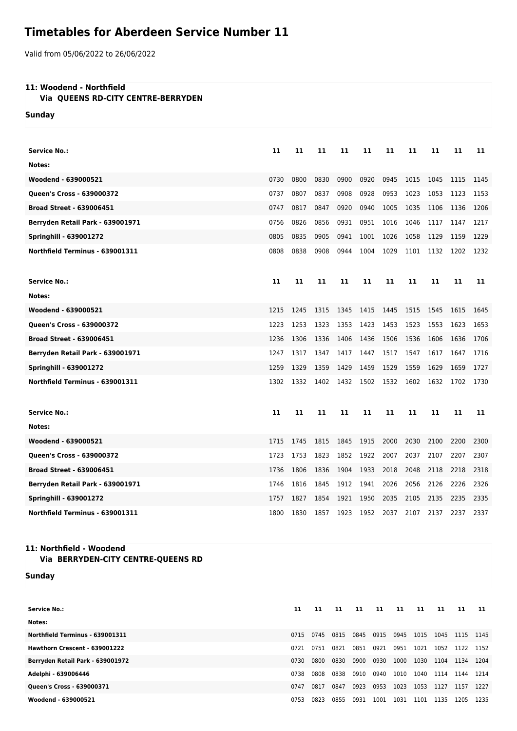# Timetables for Aberdeen Service Number 11

Valid from 05/06/2022 to 26/06/2022

### 11: Woodend - Northfield
**Via QUEENS RD-CITY CENTRE-BERRYDEN**

**Sunday**

| Service No.: | 11 | 11 | 11 | 11 | 11 | 11 | 11 | 11 | 11 | 11 |
|---|---|---|---|---|---|---|---|---|---|---|
| Notes: | | | | | | | | | | |
| Woodend - 639000521 | 0730 | 0800 | 0830 | 0900 | 0920 | 0945 | 1015 | 1045 | 1115 | 1145 |
| Queen's Cross - 639000372 | 0737 | 0807 | 0837 | 0908 | 0928 | 0953 | 1023 | 1053 | 1123 | 1153 |
| Broad Street - 639006451 | 0747 | 0817 | 0847 | 0920 | 0940 | 1005 | 1035 | 1106 | 1136 | 1206 |
| Berryden Retail Park - 639001971 | 0756 | 0826 | 0856 | 0931 | 0951 | 1016 | 1046 | 1117 | 1147 | 1217 |
| Springhill - 639001272 | 0805 | 0835 | 0905 | 0941 | 1001 | 1026 | 1058 | 1129 | 1159 | 1229 |
| Northfield Terminus - 639001311 | 0808 | 0838 | 0908 | 0944 | 1004 | 1029 | 1101 | 1132 | 1202 | 1232 |

| Service No.: | 11 | 11 | 11 | 11 | 11 | 11 | 11 | 11 | 11 | 11 |
|---|---|---|---|---|---|---|---|---|---|---|
| Notes: | | | | | | | | | | |
| Woodend - 639000521 | 1215 | 1245 | 1315 | 1345 | 1415 | 1445 | 1515 | 1545 | 1615 | 1645 |
| Queen's Cross - 639000372 | 1223 | 1253 | 1323 | 1353 | 1423 | 1453 | 1523 | 1553 | 1623 | 1653 |
| Broad Street - 639006451 | 1236 | 1306 | 1336 | 1406 | 1436 | 1506 | 1536 | 1606 | 1636 | 1706 |
| Berryden Retail Park - 639001971 | 1247 | 1317 | 1347 | 1417 | 1447 | 1517 | 1547 | 1617 | 1647 | 1716 |
| Springhill - 639001272 | 1259 | 1329 | 1359 | 1429 | 1459 | 1529 | 1559 | 1629 | 1659 | 1727 |
| Northfield Terminus - 639001311 | 1302 | 1332 | 1402 | 1432 | 1502 | 1532 | 1602 | 1632 | 1702 | 1730 |

| Service No.: | 11 | 11 | 11 | 11 | 11 | 11 | 11 | 11 | 11 | 11 |
|---|---|---|---|---|---|---|---|---|---|---|
| Notes: | | | | | | | | | | |
| Woodend - 639000521 | 1715 | 1745 | 1815 | 1845 | 1915 | 2000 | 2030 | 2100 | 2200 | 2300 |
| Queen's Cross - 639000372 | 1723 | 1753 | 1823 | 1852 | 1922 | 2007 | 2037 | 2107 | 2207 | 2307 |
| Broad Street - 639006451 | 1736 | 1806 | 1836 | 1904 | 1933 | 2018 | 2048 | 2118 | 2218 | 2318 |
| Berryden Retail Park - 639001971 | 1746 | 1816 | 1845 | 1912 | 1941 | 2026 | 2056 | 2126 | 2226 | 2326 |
| Springhill - 639001272 | 1757 | 1827 | 1854 | 1921 | 1950 | 2035 | 2105 | 2135 | 2235 | 2335 |
| Northfield Terminus - 639001311 | 1800 | 1830 | 1857 | 1923 | 1952 | 2037 | 2107 | 2137 | 2237 | 2337 |

### 11: Northfield - Woodend
**Via BERRYDEN-CITY CENTRE-QUEENS RD**

**Sunday**

| Service No.: | 11 | 11 | 11 | 11 | 11 | 11 | 11 | 11 | 11 | 11 |
|---|---|---|---|---|---|---|---|---|---|---|
| Notes: | | | | | | | | | | |
| Northfield Terminus - 639001311 | 0715 | 0745 | 0815 | 0845 | 0915 | 0945 | 1015 | 1045 | 1115 | 1145 |
| Hawthorn Crescent - 639001222 | 0721 | 0751 | 0821 | 0851 | 0921 | 0951 | 1021 | 1052 | 1122 | 1152 |
| Berryden Retail Park - 639001972 | 0730 | 0800 | 0830 | 0900 | 0930 | 1000 | 1030 | 1104 | 1134 | 1204 |
| Adelphi - 639006446 | 0738 | 0808 | 0838 | 0910 | 0940 | 1010 | 1040 | 1114 | 1144 | 1214 |
| Queen's Cross - 639000371 | 0747 | 0817 | 0847 | 0923 | 0953 | 1023 | 1053 | 1127 | 1157 | 1227 |
| Woodend - 639000521 | 0753 | 0823 | 0855 | 0931 | 1001 | 1031 | 1101 | 1135 | 1205 | 1235 |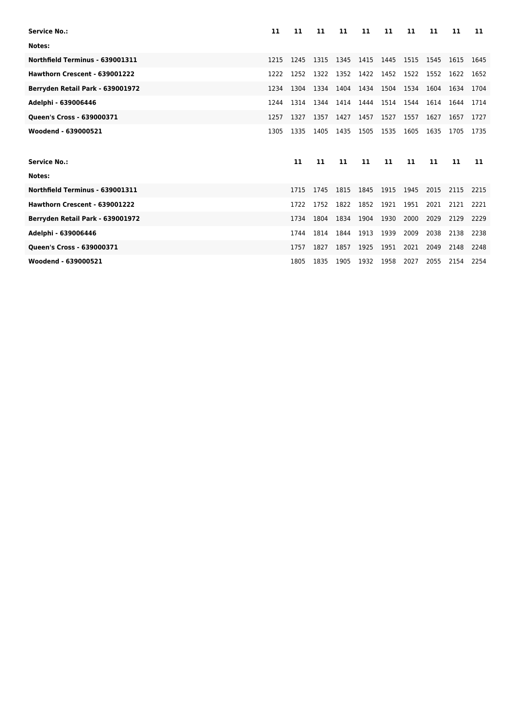| Service No.: | 11 | 11 | 11 | 11 | 11 | 11 | 11 | 11 | 11 | 11 |
|---|---|---|---|---|---|---|---|---|---|---|
| Notes: | | | | | | | | | | |
| Northfield Terminus - 639001311 | 1215 | 1245 | 1315 | 1345 | 1415 | 1445 | 1515 | 1545 | 1615 | 1645 |
| Hawthorn Crescent - 639001222 | 1222 | 1252 | 1322 | 1352 | 1422 | 1452 | 1522 | 1552 | 1622 | 1652 |
| Berryden Retail Park - 639001972 | 1234 | 1304 | 1334 | 1404 | 1434 | 1504 | 1534 | 1604 | 1634 | 1704 |
| Adelphi - 639006446 | 1244 | 1314 | 1344 | 1414 | 1444 | 1514 | 1544 | 1614 | 1644 | 1714 |
| Queen's Cross - 639000371 | 1257 | 1327 | 1357 | 1427 | 1457 | 1527 | 1557 | 1627 | 1657 | 1727 |
| Woodend - 639000521 | 1305 | 1335 | 1405 | 1435 | 1505 | 1535 | 1605 | 1635 | 1705 | 1735 |

| Service No.: | 11 | 11 | 11 | 11 | 11 | 11 | 11 | 11 | 11 |
|---|---|---|---|---|---|---|---|---|---|
| Notes: | | | | | | | | | |
| Northfield Terminus - 639001311 | 1715 | 1745 | 1815 | 1845 | 1915 | 1945 | 2015 | 2115 | 2215 |
| Hawthorn Crescent - 639001222 | 1722 | 1752 | 1822 | 1852 | 1921 | 1951 | 2021 | 2121 | 2221 |
| Berryden Retail Park - 639001972 | 1734 | 1804 | 1834 | 1904 | 1930 | 2000 | 2029 | 2129 | 2229 |
| Adelphi - 639006446 | 1744 | 1814 | 1844 | 1913 | 1939 | 2009 | 2038 | 2138 | 2238 |
| Queen's Cross - 639000371 | 1757 | 1827 | 1857 | 1925 | 1951 | 2021 | 2049 | 2148 | 2248 |
| Woodend - 639000521 | 1805 | 1835 | 1905 | 1932 | 1958 | 2027 | 2055 | 2154 | 2254 |